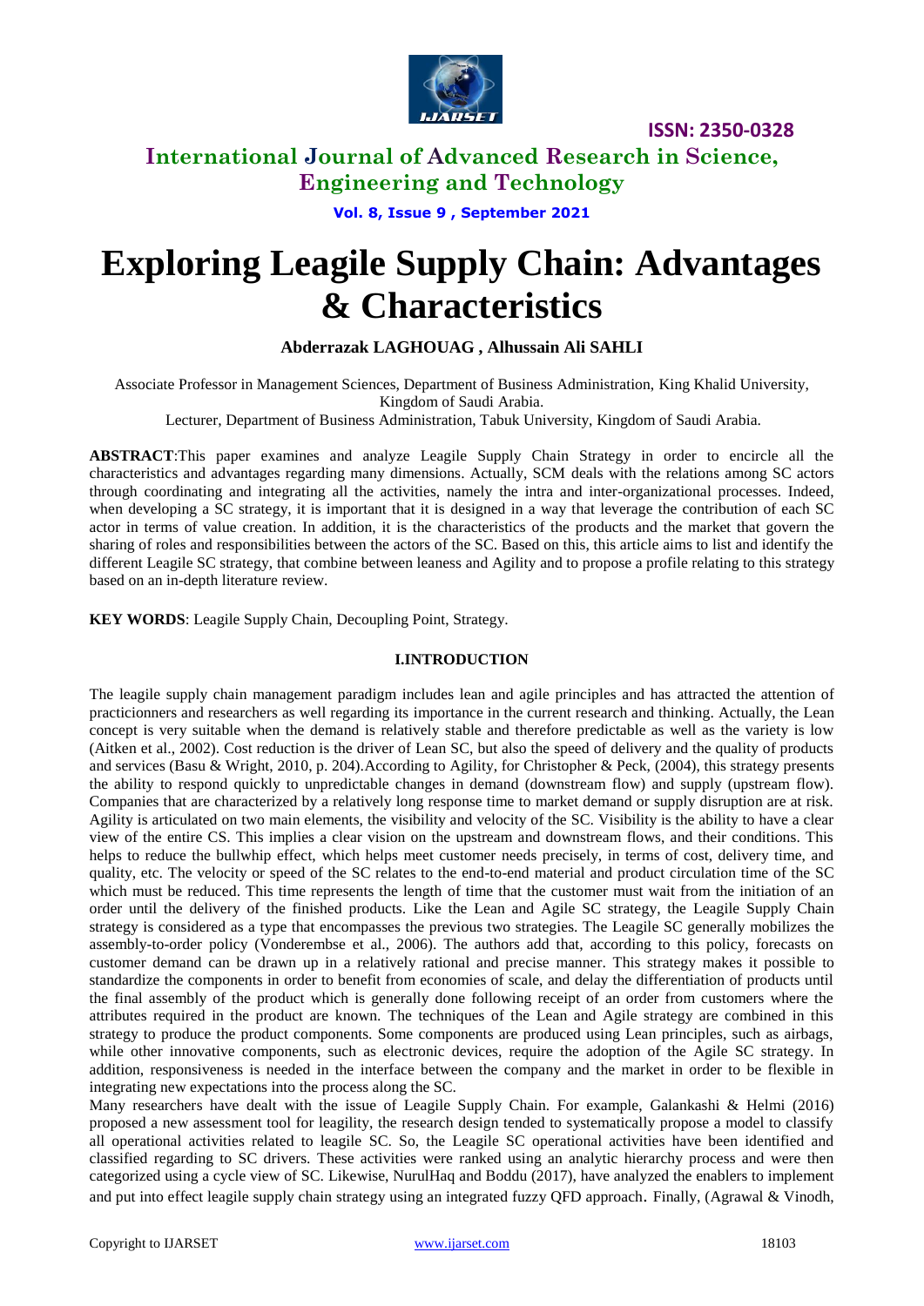# Exploring Leagile Supply Chain: Advantages & Characteristics

**Abderrazak LAGHOUAG , Alhussain Ali SAHLI**

Associate Professor in Management Sciences, Department of Business Administration, King Khalid University, Kingdom of Saudi Arabia.

Lecturer, Department of Business Administration, Tabuk University, Kingdom of Saudi Arabia.

**ABSTRACT**:This paper examines and analyze Leagile Supply Chain Strategy in order to encircle all the characteristics and advantages regarding many dimensions. Actually, SCM deals with the relations among SC actors through coordinating and integrating all the activities, namely the intra and inter-organizational processes. Indeed, when developing a SC strategy, it is important that it is designed in a way that leverage the contribution of each SC actor in terms of value creation. In addition, it is the characteristics of the products and the market that govern the sharing of roles and responsibilities between the actors of the SC. Based on this, this article aims to list and identify the different Leagile SC strategy, that combine between leaness and Agility and to propose a profile relating to this strategy based on an in-depth literature review.

**KEY WORDS**: Leagile Supply Chain, Decoupling Point, Strategy.

## I.INTRODUCTION

The leagile supply chain management paradigm includes lean and agile principles and has attracted the attention of practicionners and researchers as well regarding its importance in the current research and thinking. Actually, the Lean concept is very suitable when the demand is relatively stable and therefore predictable as well as the variety is low (Aitken et al., 2002). Cost reduction is the driver of Lean SC, but also the speed of delivery and the quality of products and services (Basu & Wright, 2010, p. 204).According to Agility, for Christopher & Peck, (2004), this strategy presents the ability to respond quickly to unpredictable changes in demand (downstream flow) and supply (upstream flow). Companies that are characterized by a relatively long response time to market demand or supply disruption are at risk. Agility is articulated on two main elements, the visibility and velocity of the SC. Visibility is the ability to have a clear view of the entire CS. This implies a clear vision on the upstream and downstream flows, and their conditions. This helps to reduce the bullwhip effect, which helps meet customer needs precisely, in terms of cost, delivery time, and quality, etc. The velocity or speed of the SC relates to the end-to-end material and product circulation time of the SC which must be reduced. This time represents the length of time that the customer must wait from the initiation of an order until the delivery of the finished products. Like the Lean and Agile SC strategy, the Leagile Supply Chain strategy is considered as a type that encompasses the previous two strategies. The Leagile SC generally mobilizes the assembly-to-order policy (Vonderembse et al., 2006). The authors add that, according to this policy, forecasts on customer demand can be drawn up in a relatively rational and precise manner. This strategy makes it possible to standardize the components in order to benefit from economies of scale, and delay the differentiation of products until the final assembly of the product which is generally done following receipt of an order from customers where the attributes required in the product are known. The techniques of the Lean and Agile strategy are combined in this strategy to produce the product components. Some components are produced using Lean principles, such as airbags, while other innovative components, such as electronic devices, require the adoption of the Agile SC strategy. In addition, responsiveness is needed in the interface between the company and the market in order to be flexible in integrating new expectations into the process along the SC.

Many researchers have dealt with the issue of Leagile Supply Chain. For example, Galankashi & Helmi (2016) proposed a new assessment tool for leagility, the research design tended to systematically propose a model to classify all operational activities related to leagile SC. So, the Leagile SC operational activities have been identified and classified regarding to SC drivers. These activities were ranked using an analytic hierarchy process and were then categorized using a cycle view of SC. Likewise, NurulHaq and Boddu (2017), have analyzed the enablers to implement and put into effect leagile supply chain strategy using an integrated fuzzy QFD approach. Finally, (Agrawal & Vinodh,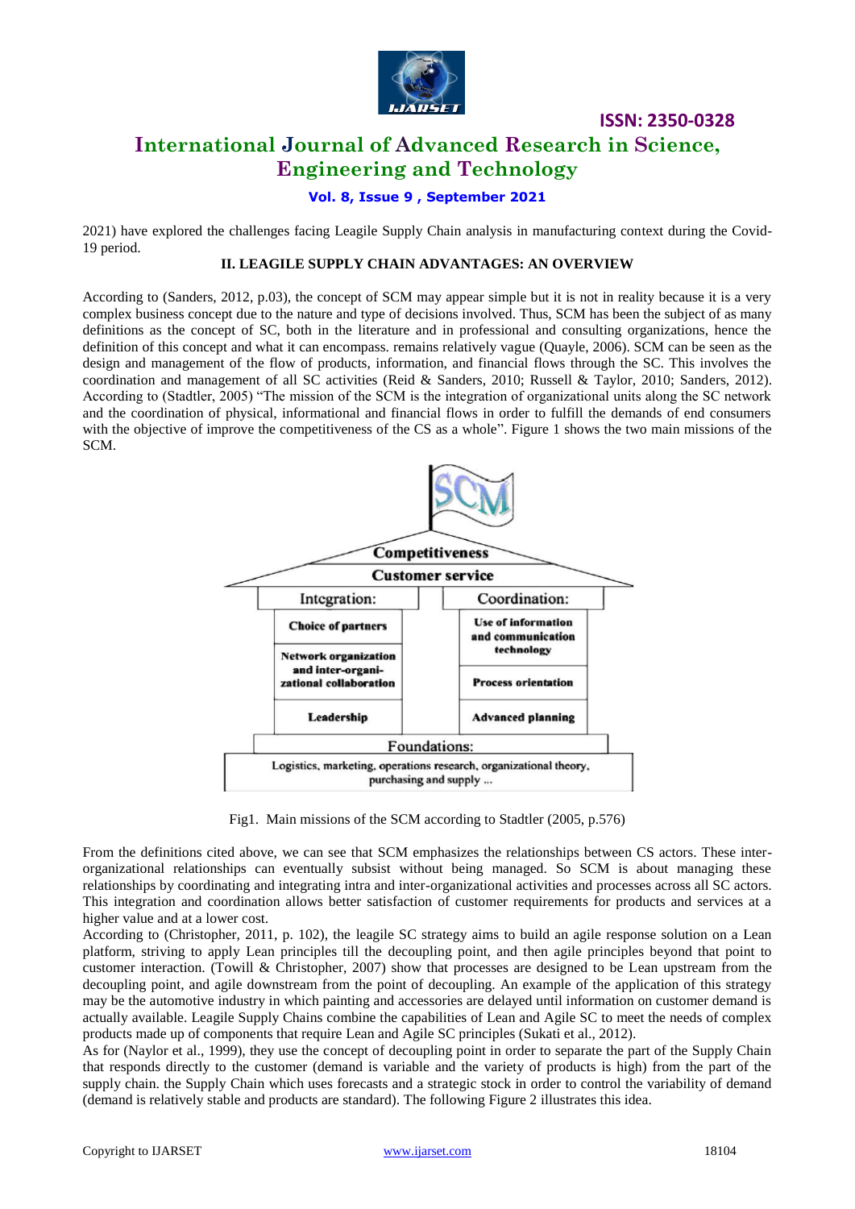2021) have explored the challenges facing Leagile Supply Chain analysis in manufacturing context during the Covid-19 period.

## II. LEAGILE SUPPLY CHAIN ADVANTAGES: AN OVERVIEW

According to (Sanders, 2012, p.03), the concept of SCM may appear simple but it is not in reality because it is a very complex business concept due to the nature and type of decisions involved. Thus, SCM has been the subject of as many definitions as the concept of SC, both in the literature and in professional and consulting organizations, hence the definition of this concept and what it can encompass. remains relatively vague (Quayle, 2006). SCM can be seen as the design and management of the flow of products, information, and financial flows through the SC. This involves the coordination and management of all SC activities (Reid & Sanders, 2010; Russell & Taylor, 2010; Sanders, 2012). According to (Stadtler, 2005) "The mission of the SCM is the integration of organizational units along the SC network and the coordination of physical, informational and financial flows in order to fulfill the demands of end consumers with the objective of improve the competitiveness of the CS as a whole". Figure 1 shows the two main missions of the SCM.

SCM

Competitiveness

Customer service

| Integration: | Coordination: |
|---|---|
| Choice of partners | Use of information and communication technology |
| Network organization and inter-organizational collaboration | Process orientation |
| Leadership | Advanced planning |

Foundations:

Logistics, marketing, operations research, organizational theory, purchasing and supply ...

Fig1. Main missions of the SCM according to Stadtler (2005, p.576)

From the definitions cited above, we can see that SCM emphasizes the relationships between CS actors. These inter-organizational relationships can eventually subsist without being managed. So SCM is about managing these relationships by coordinating and integrating intra and inter-organizational activities and processes across all SC actors. This integration and coordination allows better satisfaction of customer requirements for products and services at a higher value and at a lower cost.

According to (Christopher, 2011, p. 102), the leagile SC strategy aims to build an agile response solution on a Lean platform, striving to apply Lean principles till the decoupling point, and then agile principles beyond that point to customer interaction. (Towill & Christopher, 2007) show that processes are designed to be Lean upstream from the decoupling point, and agile downstream from the point of decoupling. An example of the application of this strategy may be the automotive industry in which painting and accessories are delayed until information on customer demand is actually available. Leagile Supply Chains combine the capabilities of Lean and Agile SC to meet the needs of complex products made up of components that require Lean and Agile SC principles (Sukati et al., 2012).

As for (Naylor et al., 1999), they use the concept of decoupling point in order to separate the part of the Supply Chain that responds directly to the customer (demand is variable and the variety of products is high) from the part of the supply chain. the Supply Chain which uses forecasts and a strategic stock in order to control the variability of demand (demand is relatively stable and products are standard). The following Figure 2 illustrates this idea.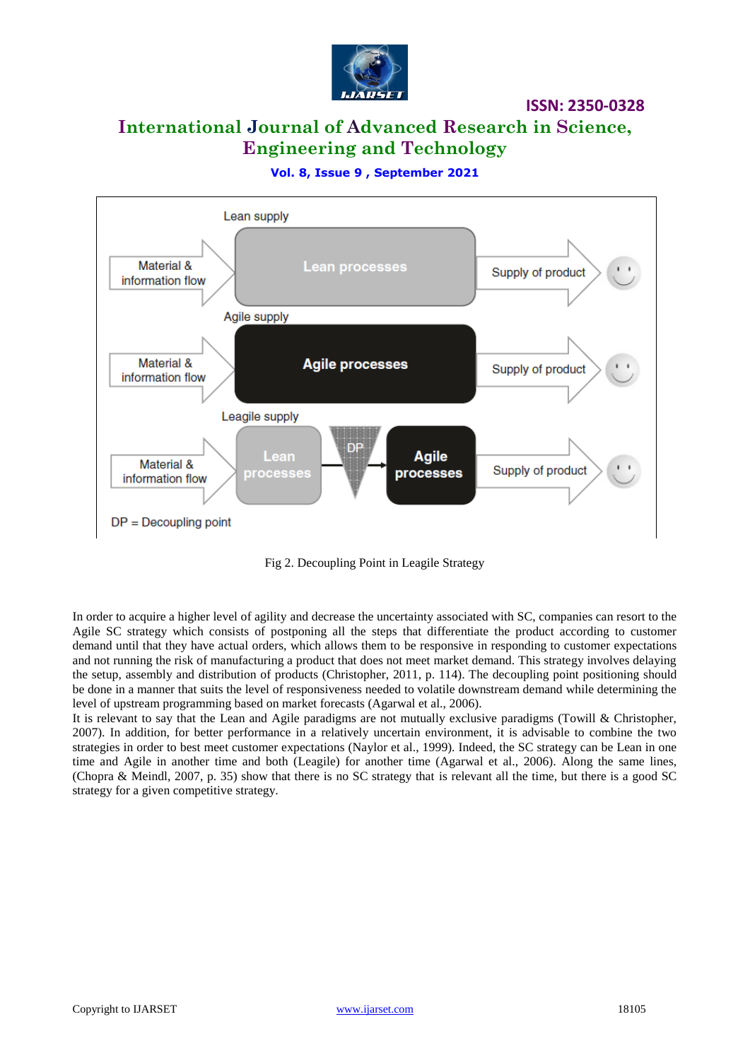Fig 2. Decoupling Point in Leagile Strategy

In order to acquire a higher level of agility and decrease the uncertainty associated with SC, companies can resort to the Agile SC strategy which consists of postponing all the steps that differentiate the product according to customer demand until that they have actual orders, which allows them to be responsive in responding to customer expectations and not running the risk of manufacturing a product that does not meet market demand. This strategy involves delaying the setup, assembly and distribution of products (Christopher, 2011, p. 114). The decoupling point positioning should be done in a manner that suits the level of responsiveness needed to volatile downstream demand while determining the level of upstream programming based on market forecasts (Agarwal et al., 2006).

It is relevant to say that the Lean and Agile paradigms are not mutually exclusive paradigms (Towill & Christopher, 2007). In addition, for better performance in a relatively uncertain environment, it is advisable to combine the two strategies in order to best meet customer expectations (Naylor et al., 1999). Indeed, the SC strategy can be Lean in one time and Agile in another time and both (Leagile) for another time (Agarwal et al., 2006). Along the same lines, (Chopra & Meindl, 2007, p. 35) show that there is no SC strategy that is relevant all the time, but there is a good SC strategy for a given competitive strategy.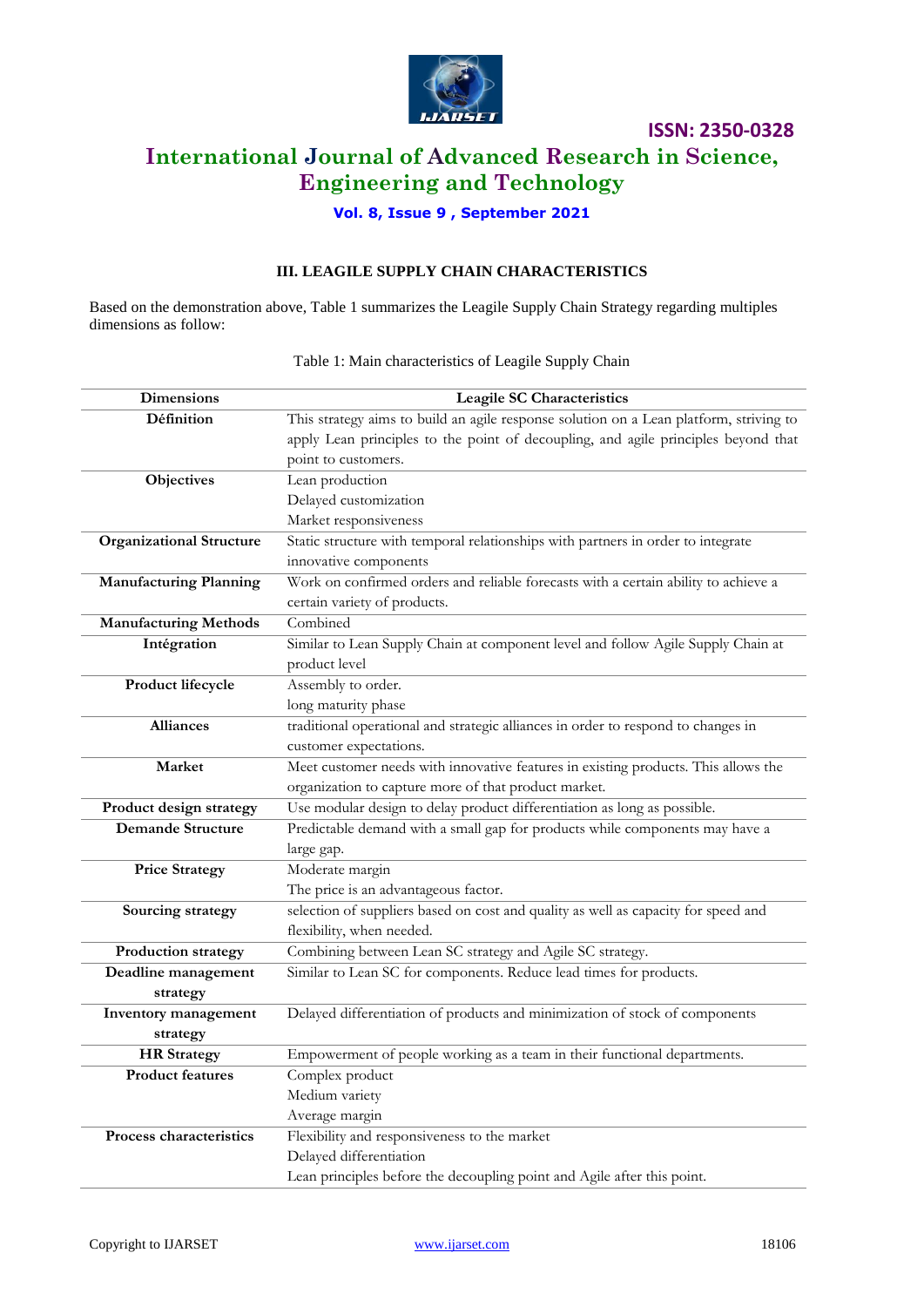## III. LEAGILE SUPPLY CHAIN CHARACTERISTICS

Based on the demonstration above, Table 1 summarizes the Leagile Supply Chain Strategy regarding multiples dimensions as follow:

Table 1: Main characteristics of Leagile Supply Chain

| Dimensions | Leagile SC Characteristics |
|---|---|
| **Définition** | This strategy aims to build an agile response solution on a Lean platform, striving to apply Lean principles to the point of decoupling, and agile principles beyond that point to customers. |
| **Objectives** | Lean production<br>Delayed customization<br>Market responsiveness |
| **Organizational Structure** | Static structure with temporal relationships with partners in order to integrate innovative components |
| **Manufacturing Planning** | Work on confirmed orders and reliable forecasts with a certain ability to achieve a certain variety of products. |
| **Manufacturing Methods** | Combined |
| **Intégration** | Similar to Lean Supply Chain at component level and follow Agile Supply Chain at product level |
| **Product lifecycle** | Assembly to order.<br>long maturity phase |
| **Alliances** | traditional operational and strategic alliances in order to respond to changes in customer expectations. |
| **Market** | Meet customer needs with innovative features in existing products. This allows the organization to capture more of that product market. |
| **Product design strategy** | Use modular design to delay product differentiation as long as possible. |
| **Demande Structure** | Predictable demand with a small gap for products while components may have a large gap. |
| **Price Strategy** | Moderate margin<br>The price is an advantageous factor. |
| **Sourcing strategy** | selection of suppliers based on cost and quality as well as capacity for speed and flexibility, when needed. |
| **Production strategy** | Combining between Lean SC strategy and Agile SC strategy. |
| **Deadline management strategy** | Similar to Lean SC for components. Reduce lead times for products. |
| **Inventory management strategy** | Delayed differentiation of products and minimization of stock of components |
| **HR Strategy** | Empowerment of people working as a team in their functional departments. |
| **Product features** | Complex product<br>Medium variety<br>Average margin |
| **Process characteristics** | Flexibility and responsiveness to the market<br>Delayed differentiation<br>Lean principles before the decoupling point and Agile after this point. |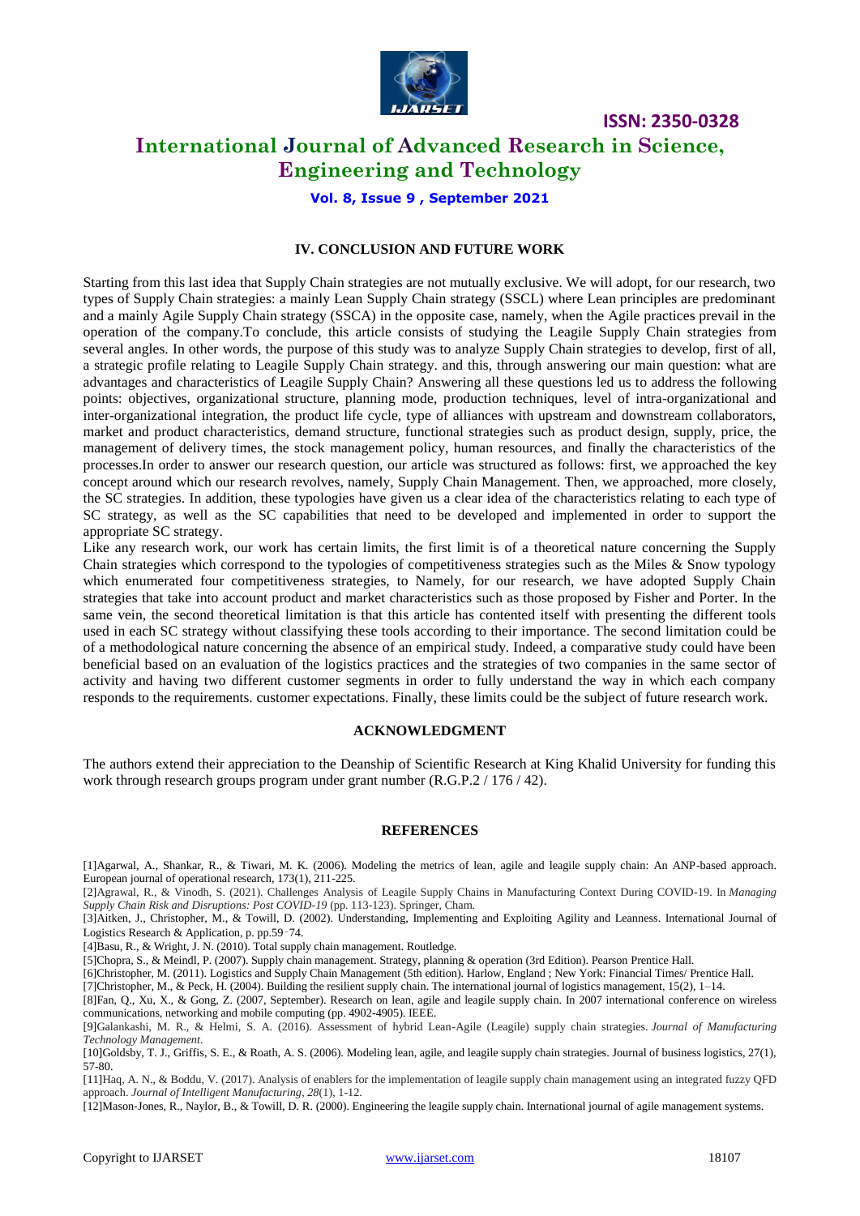## IV. CONCLUSION AND FUTURE WORK

Starting from this last idea that Supply Chain strategies are not mutually exclusive. We will adopt, for our research, two types of Supply Chain strategies: a mainly Lean Supply Chain strategy (SSCL) where Lean principles are predominant and a mainly Agile Supply Chain strategy (SSCA) in the opposite case, namely, when the Agile practices prevail in the operation of the company.To conclude, this article consists of studying the Leagile Supply Chain strategies from several angles. In other words, the purpose of this study was to analyze Supply Chain strategies to develop, first of all, a strategic profile relating to Leagile Supply Chain strategy. and this, through answering our main question: what are advantages and characteristics of Leagile Supply Chain? Answering all these questions led us to address the following points: objectives, organizational structure, planning mode, production techniques, level of intra-organizational and inter-organizational integration, the product life cycle, type of alliances with upstream and downstream collaborators, market and product characteristics, demand structure, functional strategies such as product design, supply, price, the management of delivery times, the stock management policy, human resources, and finally the characteristics of the processes.In order to answer our research question, our article was structured as follows: first, we approached the key concept around which our research revolves, namely, Supply Chain Management. Then, we approached, more closely, the SC strategies. In addition, these typologies have given us a clear idea of the characteristics relating to each type of SC strategy, as well as the SC capabilities that need to be developed and implemented in order to support the appropriate SC strategy.

Like any research work, our work has certain limits, the first limit is of a theoretical nature concerning the Supply Chain strategies which correspond to the typologies of competitiveness strategies such as the Miles & Snow typology which enumerated four competitiveness strategies, to Namely, for our research, we have adopted Supply Chain strategies that take into account product and market characteristics such as those proposed by Fisher and Porter. In the same vein, the second theoretical limitation is that this article has contented itself with presenting the different tools used in each SC strategy without classifying these tools according to their importance. The second limitation could be of a methodological nature concerning the absence of an empirical study. Indeed, a comparative study could have been beneficial based on an evaluation of the logistics practices and the strategies of two companies in the same sector of activity and having two different customer segments in order to fully understand the way in which each company responds to the requirements. customer expectations. Finally, these limits could be the subject of future research work.

## ACKNOWLEDGMENT

The authors extend their appreciation to the Deanship of Scientific Research at King Khalid University for funding this work through research groups program under grant number (R.G.P.2 / 176 / 42).

## REFERENCES

[1]Agarwal, A., Shankar, R., & Tiwari, M. K. (2006). Modeling the metrics of lean, agile and leagile supply chain: An ANP-based approach. European journal of operational research, 173(1), 211-225.

[2]Agrawal, R., & Vinodh, S. (2021). Challenges Analysis of Leagile Supply Chains in Manufacturing Context During COVID-19. In *Managing Supply Chain Risk and Disruptions: Post COVID-19* (pp. 113-123). Springer, Cham.

[3]Aitken, J., Christopher, M., & Towill, D. (2002). Understanding, Implementing and Exploiting Agility and Leanness. International Journal of Logistics Research & Application, p. pp.59‑74.

[4]Basu, R., & Wright, J. N. (2010). Total supply chain management. Routledge.

[5]Chopra, S., & Meindl, P. (2007). Supply chain management. Strategy, planning & operation (3rd Edition). Pearson Prentice Hall.

[6]Christopher, M. (2011). Logistics and Supply Chain Management (5th edition). Harlow, England ; New York: Financial Times/ Prentice Hall.

[7]Christopher, M., & Peck, H. (2004). Building the resilient supply chain. The international journal of logistics management, 15(2), 1–14.

[8]Fan, Q., Xu, X., & Gong, Z. (2007, September). Research on lean, agile and leagile supply chain. In 2007 international conference on wireless communications, networking and mobile computing (pp. 4902-4905). IEEE.

[9]Galankashi, M. R., & Helmi, S. A. (2016). Assessment of hybrid Lean-Agile (Leagile) supply chain strategies. *Journal of Manufacturing Technology Management*.

[10]Goldsby, T. J., Griffis, S. E., & Roath, A. S. (2006). Modeling lean, agile, and leagile supply chain strategies. Journal of business logistics, 27(1), 57-80.

[11]Haq, A. N., & Boddu, V. (2017). Analysis of enablers for the implementation of leagile supply chain management using an integrated fuzzy QFD approach. *Journal of Intelligent Manufacturing*, *28*(1), 1-12.

[12]Mason-Jones, R., Naylor, B., & Towill, D. R. (2000). Engineering the leagile supply chain. International journal of agile management systems.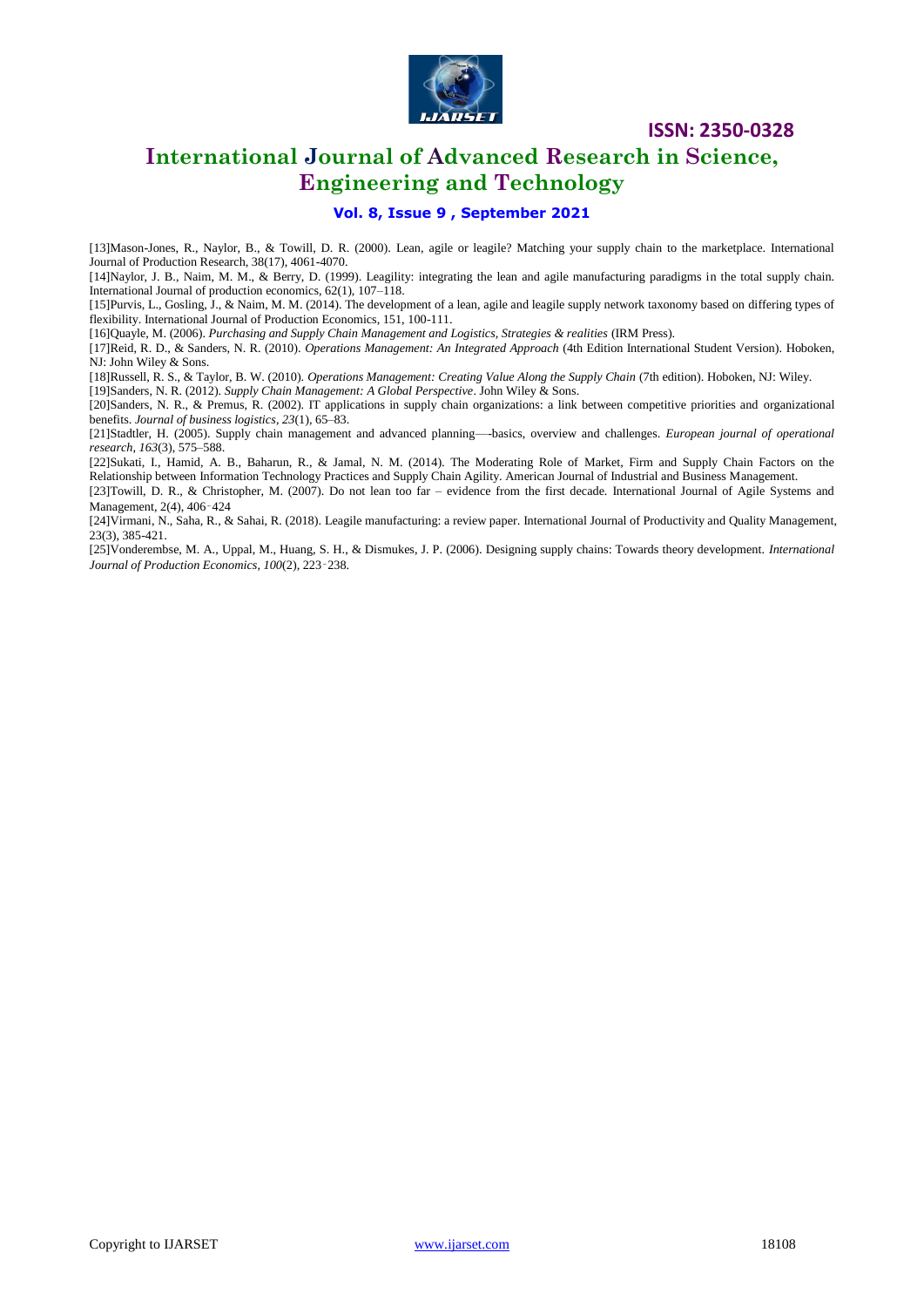[13]Mason-Jones, R., Naylor, B., & Towill, D. R. (2000). Lean, agile or leagile? Matching your supply chain to the marketplace. International Journal of Production Research, 38(17), 4061-4070.

[14]Naylor, J. B., Naim, M. M., & Berry, D. (1999). Leagility: integrating the lean and agile manufacturing paradigms in the total supply chain. International Journal of production economics, 62(1), 107–118.

[15]Purvis, L., Gosling, J., & Naim, M. M. (2014). The development of a lean, agile and leagile supply network taxonomy based on differing types of flexibility. International Journal of Production Economics, 151, 100-111.

[16]Quayle, M. (2006). *Purchasing and Supply Chain Management and Logistics, Strategies & realities* (IRM Press).

[17]Reid, R. D., & Sanders, N. R. (2010). *Operations Management: An Integrated Approach* (4th Edition International Student Version). Hoboken, NJ: John Wiley & Sons.

[18]Russell, R. S., & Taylor, B. W. (2010). *Operations Management: Creating Value Along the Supply Chain* (7th edition). Hoboken, NJ: Wiley.

[19]Sanders, N. R. (2012). *Supply Chain Management: A Global Perspective*. John Wiley & Sons.

[20]Sanders, N. R., & Premus, R. (2002). IT applications in supply chain organizations: a link between competitive priorities and organizational benefits. *Journal of business logistics*, *23*(1), 65–83.

[21]Stadtler, H. (2005). Supply chain management and advanced planning—-basics, overview and challenges. *European journal of operational research*, *163*(3), 575–588.

[22]Sukati, I., Hamid, A. B., Baharun, R., & Jamal, N. M. (2014). The Moderating Role of Market, Firm and Supply Chain Factors on the Relationship between Information Technology Practices and Supply Chain Agility. American Journal of Industrial and Business Management.

[23]Towill, D. R., & Christopher, M. (2007). Do not lean too far – evidence from the first decade. International Journal of Agile Systems and Management, 2(4), 406‑424

[24]Virmani, N., Saha, R., & Sahai, R. (2018). Leagile manufacturing: a review paper. International Journal of Productivity and Quality Management, 23(3), 385-421.

[25]Vonderembse, M. A., Uppal, M., Huang, S. H., & Dismukes, J. P. (2006). Designing supply chains: Towards theory development. *International Journal of Production Economics*, *100*(2), 223‑238.